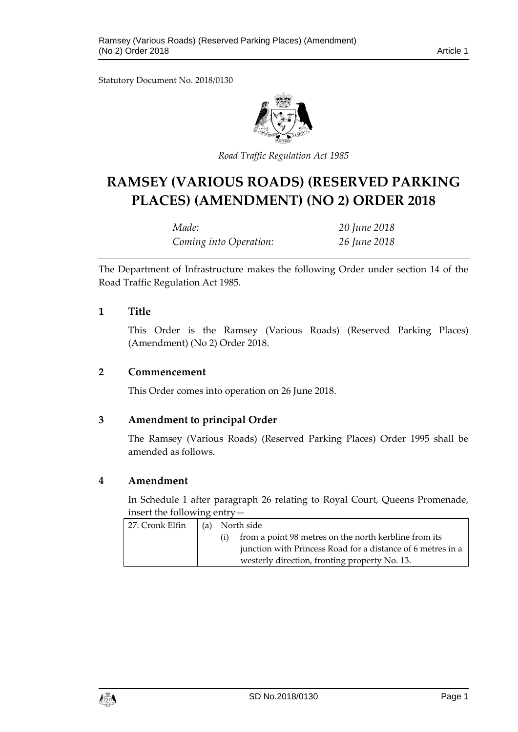Statutory Document No. 2018/0130

*Road Traffic Regulation Act 1985*

# RAMSEY (VARIOUS ROADS) (RESERVED PARKING PLACES) (AMENDMENT) (NO 2) ORDER 2018

| | |
|---|---|
| *Made:* | *20 June 2018* |
| *Coming into Operation:* | *26 June 2018* |

The Department of Infrastructure makes the following Order under section 14 of the Road Traffic Regulation Act 1985.

## 1 Title

This Order is the Ramsey (Various Roads) (Reserved Parking Places) (Amendment) (No 2) Order 2018.

## 2 Commencement

This Order comes into operation on 26 June 2018.

## 3 Amendment to principal Order

The Ramsey (Various Roads) (Reserved Parking Places) Order 1995 shall be amended as follows.

## 4 Amendment

In Schedule 1 after paragraph 26 relating to Royal Court, Queens Promenade, insert the following entry—

| | |
|---|---|
| 27. Cronk Elfin | (a) North side<br>(i) from a point 98 metres on the north kerbline from its junction with Princess Road for a distance of 6 metres in a westerly direction, fronting property No. 13. |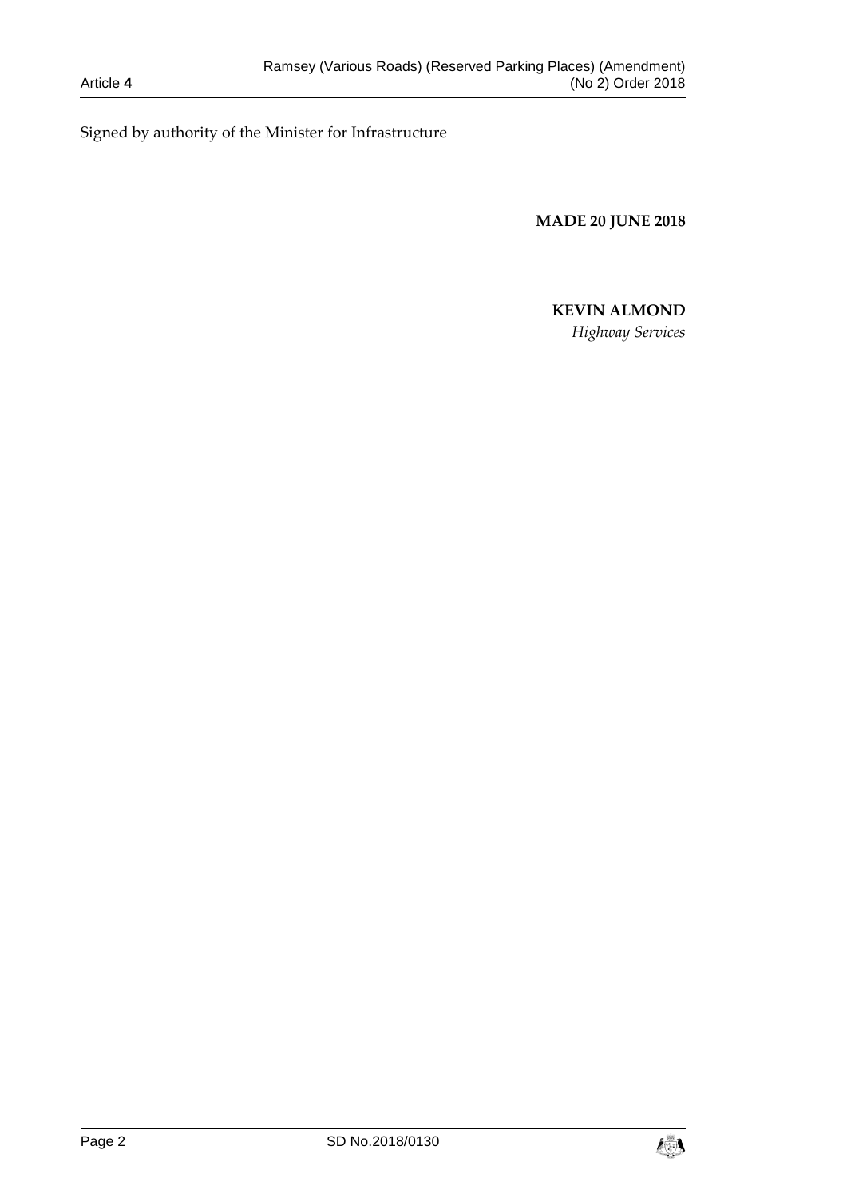Signed by authority of the Minister for Infrastructure

**MADE 20 JUNE 2018**

**KEVIN ALMOND**

*Highway Services*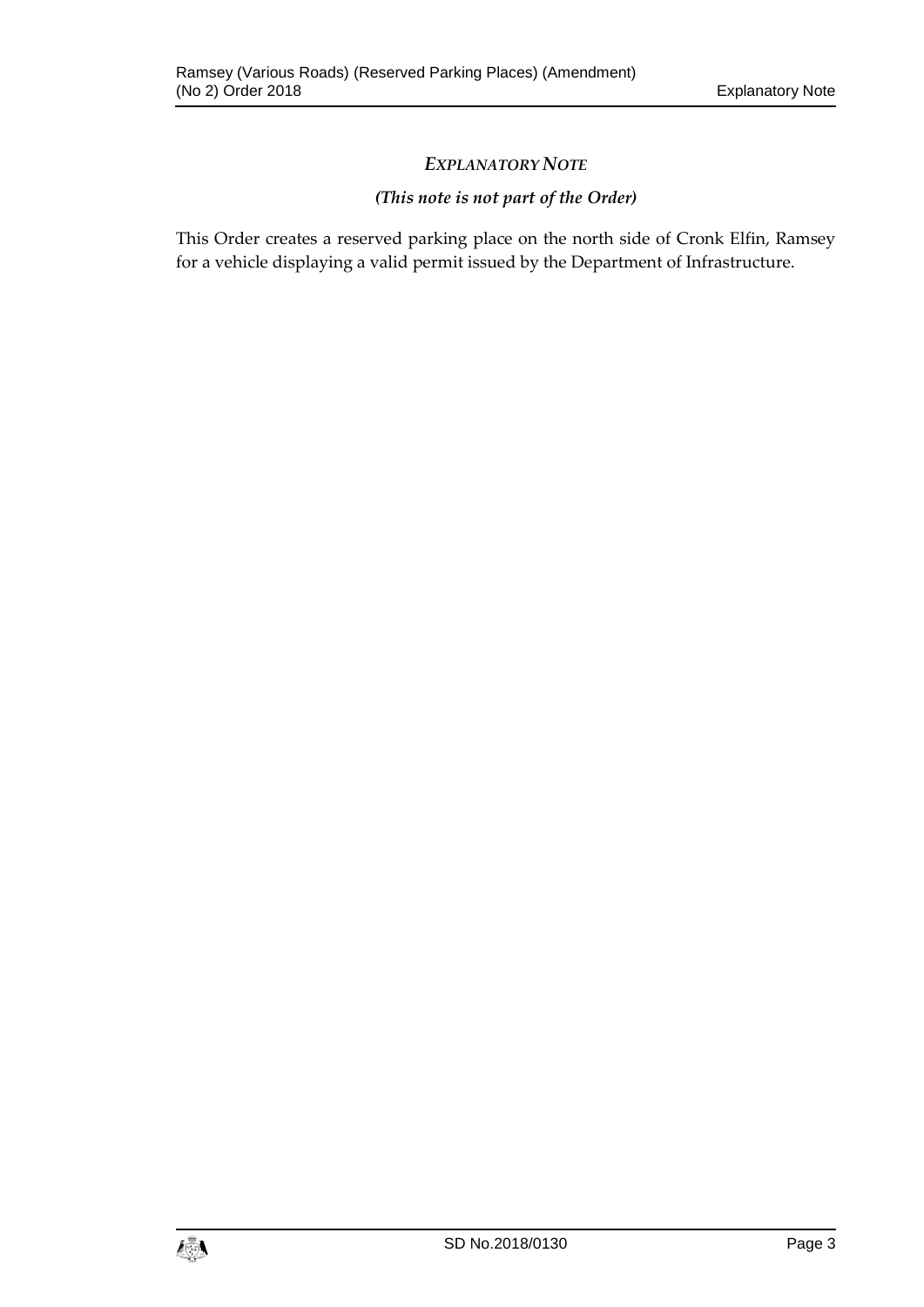## *EXPLANATORY NOTE*

***(This note is not part of the Order)***

This Order creates a reserved parking place on the north side of Cronk Elfin, Ramsey for a vehicle displaying a valid permit issued by the Department of Infrastructure.